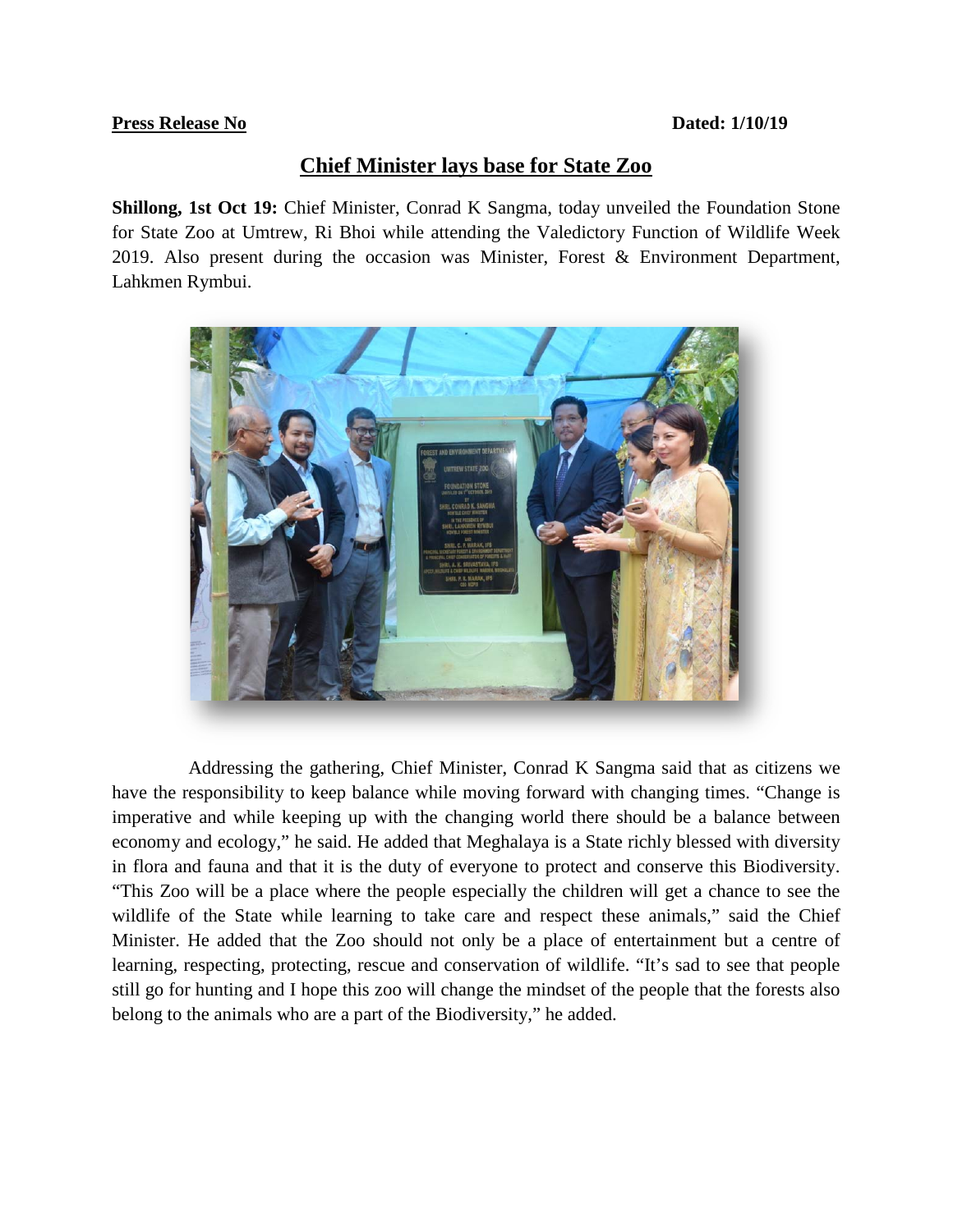**Press Release No** **Dated: 1/10/19**

# Chief Minister lays base for State Zoo

**Shillong, 1st Oct 19:** Chief Minister, Conrad K Sangma, today unveiled the Foundation Stone for State Zoo at Umtrew, Ri Bhoi while attending the Valedictory Function of Wildlife Week 2019. Also present during the occasion was Minister, Forest & Environment Department, Lahkmen Rymbui.

Addressing the gathering, Chief Minister, Conrad K Sangma said that as citizens we have the responsibility to keep balance while moving forward with changing times. "Change is imperative and while keeping up with the changing world there should be a balance between economy and ecology," he said. He added that Meghalaya is a State richly blessed with diversity in flora and fauna and that it is the duty of everyone to protect and conserve this Biodiversity. "This Zoo will be a place where the people especially the children will get a chance to see the wildlife of the State while learning to take care and respect these animals," said the Chief Minister. He added that the Zoo should not only be a place of entertainment but a centre of learning, respecting, protecting, rescue and conservation of wildlife. "It's sad to see that people still go for hunting and I hope this zoo will change the mindset of the people that the forests also belong to the animals who are a part of the Biodiversity," he added.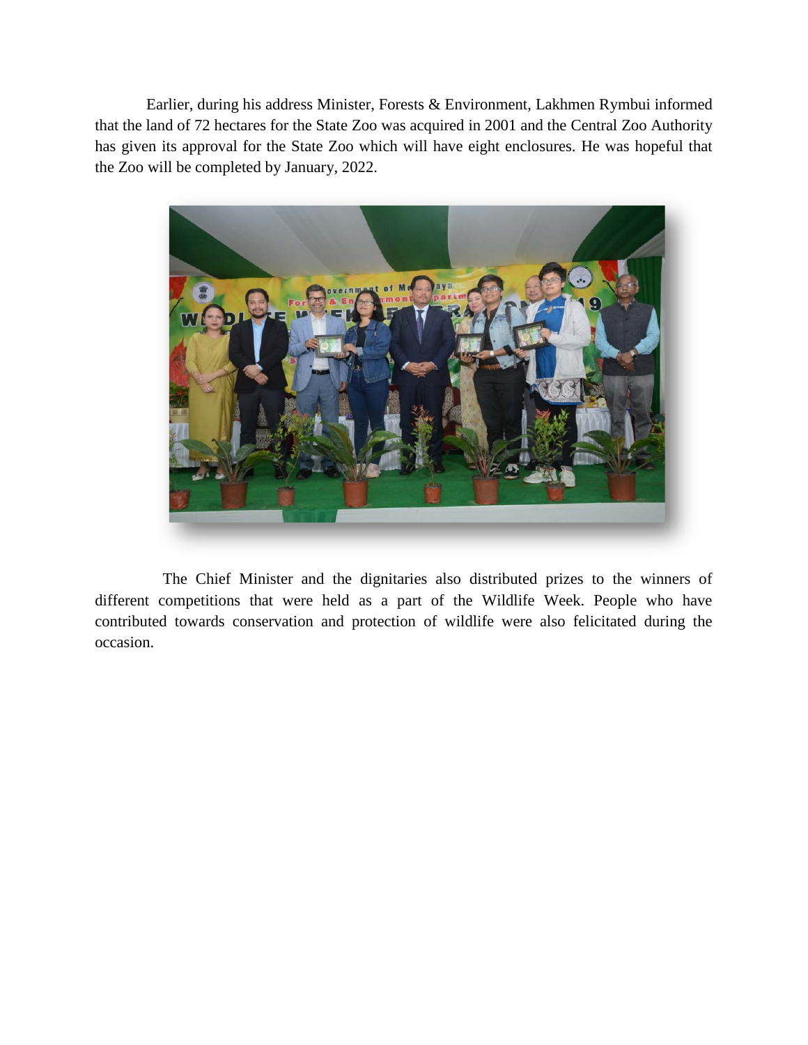Earlier, during his address Minister, Forests & Environment, Lakhmen Rymbui informed that the land of 72 hectares for the State Zoo was acquired in 2001 and the Central Zoo Authority has given its approval for the State Zoo which will have eight enclosures. He was hopeful that the Zoo will be completed by January, 2022.

The Chief Minister and the dignitaries also distributed prizes to the winners of different competitions that were held as a part of the Wildlife Week. People who have contributed towards conservation and protection of wildlife were also felicitated during the occasion.